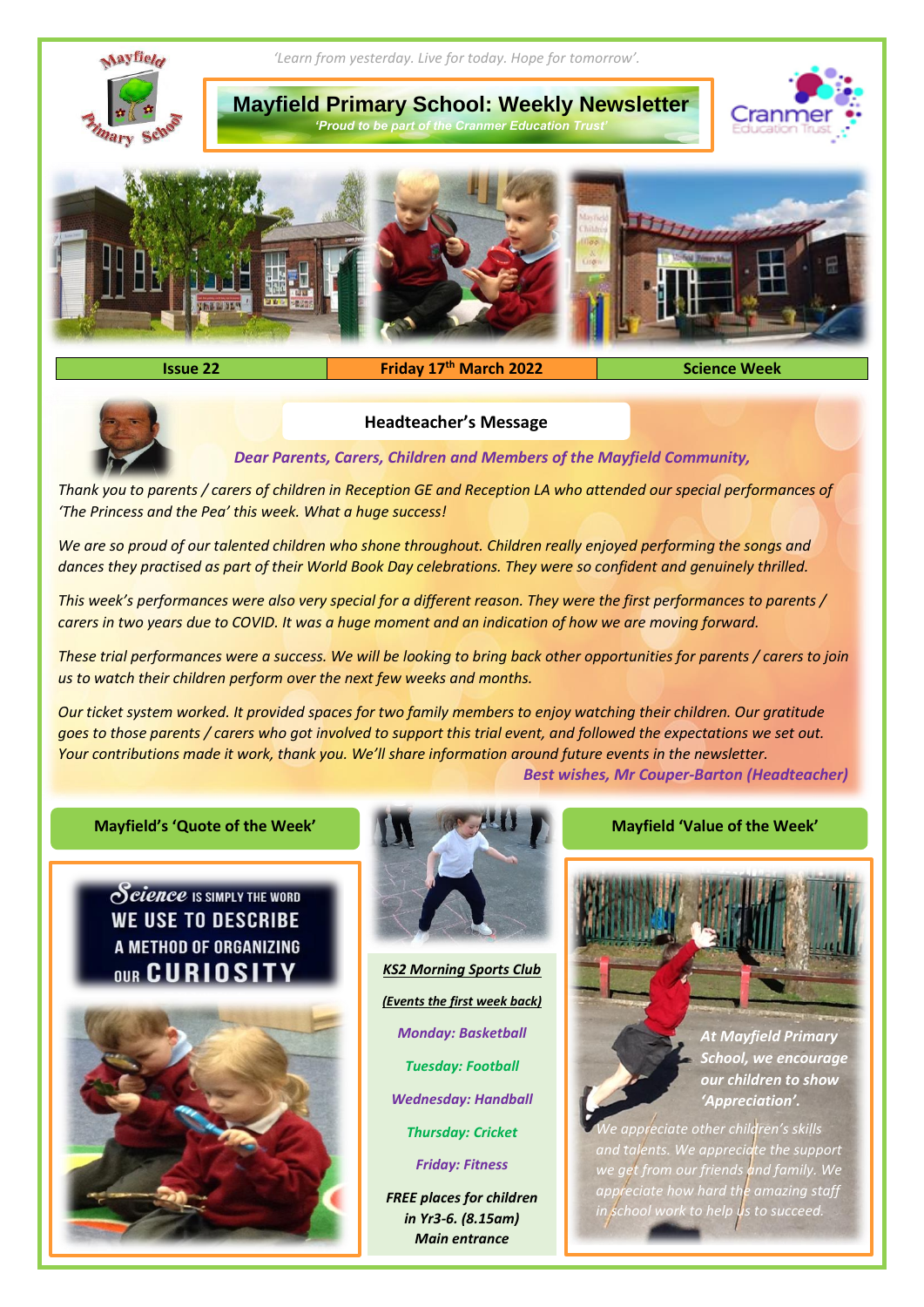*'Learn from yesterday. Live for today. Hope for tomorrow'.*

# Mayfield Primary School: Weekly Newsletter

***'Proud to be part of the Cranmer Education Trust'***

| Issue 22 | Friday 17th March 2022 | Science Week |
|---|---|---|

## Headteacher's Message

***Dear Parents, Carers, Children and Members of the Mayfield Community,***

*Thank you to parents / carers of children in Reception GE and Reception LA who attended our special performances of 'The Princess and the Pea' this week. What a huge success!*

*We are so proud of our talented children who shone throughout. Children really enjoyed performing the songs and dances they practised as part of their World Book Day celebrations. They were so confident and genuinely thrilled.*

*This week's performances were also very special for a different reason. They were the first performances to parents / carers in two years due to COVID. It was a huge moment and an indication of how we are moving forward.*

*These trial performances were a success. We will be looking to bring back other opportunities for parents / carers to join us to watch their children perform over the next few weeks and months.*

*Our ticket system worked. It provided spaces for two family members to enjoy watching their children. Our gratitude goes to those parents / carers who got involved to support this trial event, and followed the expectations we set out. Your contributions made it work, thank you. We'll share information around future events in the newsletter.*

***Best wishes, Mr Couper-Barton (Headteacher)***

## Mayfield's 'Quote of the Week'

Science is simply the word we use to describe a method of organizing our curiosity

## KS2 Morning Sports Club

***(Events the first week back)***

***Monday: Basketball***

***Tuesday: Football***

***Wednesday: Handball***

***Thursday: Cricket***

***Friday: Fitness***

***FREE places for children in Yr3-6. (8.15am) Main entrance***

## Mayfield 'Value of the Week'

***At Mayfield Primary School, we encourage our children to show 'Appreciation'.***

*We appreciate other children's skills and talents. We appreciate the support we get from our friends and family. We appreciate how hard the amazing staff in school work to help us to succeed.*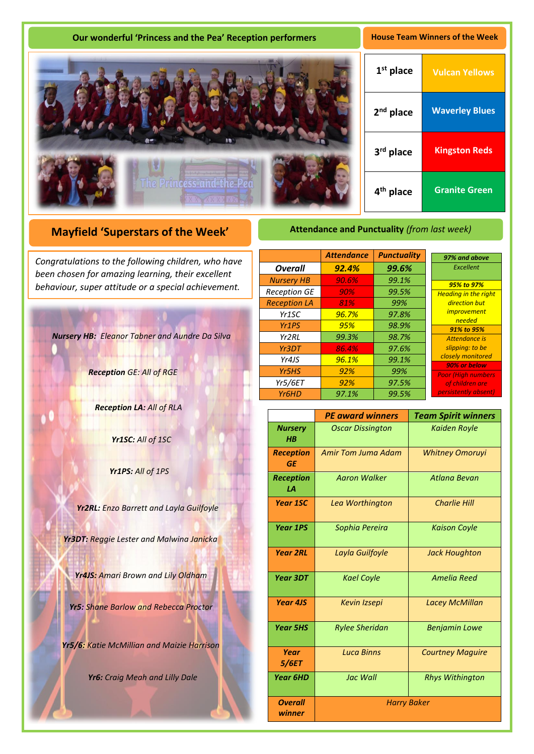## Our wonderful 'Princess and the Pea' Reception performers

The Princess and the Pea

## House Team Winners of the Week

| | |
|---|---|
| 1st place | Vulcan Yellows |
| 2nd place | Waverley Blues |
| 3rd place | Kingston Reds |
| 4th place | Granite Green |

## Mayfield 'Superstars of the Week'

*Congratulations to the following children, who have been chosen for amazing learning, their excellent behaviour, super attitude or a special achievement.*

***Nursery HB:*** *Eleanor Tabner and Aundre Da Silva*

***Reception** GE: All of RGE*

***Reception LA:*** *All of RLA*

***Yr1SC:*** *All of 1SC*

***Yr1PS:*** *All of 1PS*

***Yr2RL:*** *Enzo Barrett and Layla Guilfoyle*

***Yr3DT:*** *Reggie Lester and Malwina Janicka*

***Yr4JS:*** *Amari Brown and Lily Oldham*

***Yr5:*** *Shane Barlow and Rebecca Proctor*

***Yr5/6:*** *Katie McMillian and Maizie Harrison*

***Yr6:*** *Craig Meah and Lilly Dale*

## Attendance and Punctuality *(from last week)*

| | Attendance | Punctuality |
|---|---|---|
| **Overall** | **92.4%** | **99.6%** |
| Nursery HB | 90.6% | 99.1% |
| Reception GE | 90% | 99.5% |
| Reception LA | 81% | 99% |
| Yr1SC | 96.7% | 97.8% |
| Yr1PS | 95% | 98.9% |
| Yr2RL | 99.3% | 98.7% |
| Yr3DT | 86.4% | 97.6% |
| Yr4JS | 96.1% | 99.1% |
| Yr5HS | 92% | 99% |
| Yr5/6ET | 92% | 97.5% |
| Yr6HD | 97.1% | 99.5% |

| Key | |
|---|---|
| **97% and above** | Excellent |
| **95% to 97%** | Heading in the right direction but improvement needed |
| **91% to 95%** | Attendance is slipping: to be closely monitored |
| **90% or below** | Poor (High numbers of children are persistently absent) |

| | PE award winners | Team Spirit winners |
|---|---|---|
| **Nursery HB** | Oscar Dissington | Kaiden Royle |
| **Reception GE** | Amir Tom Juma Adam | Whitney Omoruyi |
| **Reception LA** | Aaron Walker | Atlana Bevan |
| **Year 1SC** | Lea Worthington | Charlie Hill |
| **Year 1PS** | Sophia Pereira | Kaison Coyle |
| **Year 2RL** | Layla Guilfoyle | Jack Houghton |
| **Year 3DT** | Kael Coyle | Amelia Reed |
| **Year 4JS** | Kevin Izsepi | Lacey McMillan |
| **Year 5HS** | Rylee Sheridan | Benjamin Lowe |
| **Year 5/6ET** | Luca Binns | Courtney Maguire |
| **Year 6HD** | Jac Wall | Rhys Withington |
| **Overall winner** | Harry Baker | |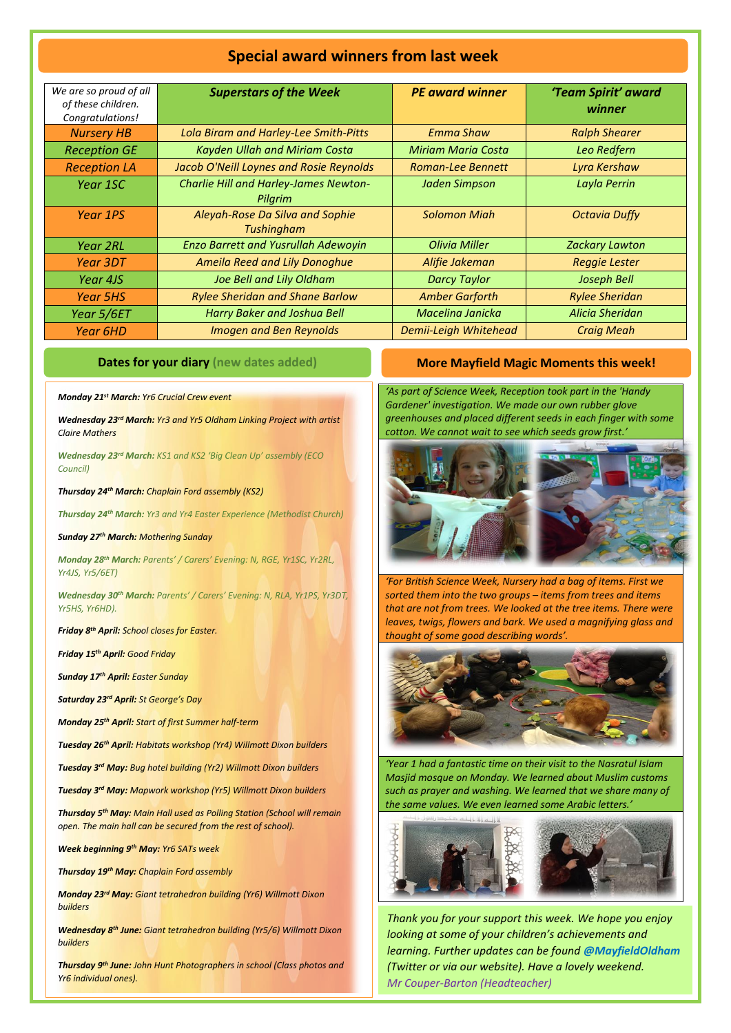## Special award winners from last week

| *We are so proud of all of these children. Congratulations!* | ***Superstars of the Week*** | ***PE award winner*** | ***'Team Spirit' award winner*** |
|---|---|---|---|
| *Nursery HB* | *Lola Biram and Harley-Lee Smith-Pitts* | *Emma Shaw* | *Ralph Shearer* |
| *Reception GE* | *Kayden Ullah and Miriam Costa* | *Miriam Maria Costa* | *Leo Redfern* |
| *Reception LA* | *Jacob O'Neill Loynes and Rosie Reynolds* | *Roman-Lee Bennett* | *Lyra Kershaw* |
| *Year 1SC* | *Charlie Hill and Harley-James Newton-Pilgrim* | *Jaden Simpson* | *Layla Perrin* |
| *Year 1PS* | *Aleyah-Rose Da Silva and Sophie Tushingham* | *Solomon Miah* | *Octavia Duffy* |
| *Year 2RL* | *Enzo Barrett and Yusrullah Adewoyin* | *Olivia Miller* | *Zackary Lawton* |
| *Year 3DT* | *Ameila Reed and Lily Donoghue* | *Alifie Jakeman* | *Reggie Lester* |
| *Year 4JS* | *Joe Bell and Lily Oldham* | *Darcy Taylor* | *Joseph Bell* |
| *Year 5HS* | *Rylee Sheridan and Shane Barlow* | *Amber Garforth* | *Rylee Sheridan* |
| *Year 5/6ET* | *Harry Baker and Joshua Bell* | *Macelina Janicka* | *Alicia Sheridan* |
| *Year 6HD* | *Imogen and Ben Reynolds* | *Demii-Leigh Whitehead* | *Craig Meah* |

## Dates for your diary (new dates added)

***Monday 21st March:*** *Yr6 Crucial Crew event*

***Wednesday 23rd March:*** *Yr3 and Yr5 Oldham Linking Project with artist Claire Mathers*

***Wednesday 23rd March:*** *KS1 and KS2 'Big Clean Up' assembly (ECO Council)*

***Thursday 24th March:*** *Chaplain Ford assembly (KS2)*

***Thursday 24th March:*** *Yr3 and Yr4 Easter Experience (Methodist Church)*

***Sunday 27th March:*** *Mothering Sunday*

***Monday 28th March:*** *Parents' / Carers' Evening: N, RGE, Yr1SC, Yr2RL, Yr4JS, Yr5/6ET)*

***Wednesday 30th March:*** *Parents' / Carers' Evening: N, RLA, Yr1PS, Yr3DT, Yr5HS, Yr6HD).*

***Friday 8th April:*** *School closes for Easter.*

***Friday 15th April:*** *Good Friday*

***Sunday 17th April:*** *Easter Sunday*

***Saturday 23rd April:*** *St George's Day*

***Monday 25th April:*** *Start of first Summer half-term*

***Tuesday 26th April:*** *Habitats workshop (Yr4) Willmott Dixon builders*

***Tuesday 3rd May:*** *Bug hotel building (Yr2) Willmott Dixon builders*

***Tuesday 3rd May:*** *Mapwork workshop (Yr5) Willmott Dixon builders*

***Thursday 5th May:*** *Main Hall used as Polling Station (School will remain open. The main hall can be secured from the rest of school).*

***Week beginning 9th May:*** *Yr6 SATs week*

***Thursday 19th May:*** *Chaplain Ford assembly*

***Monday 23rd May:*** *Giant tetrahedron building (Yr6) Willmott Dixon builders*

***Wednesday 8th June:*** *Giant tetrahedron building (Yr5/6) Willmott Dixon builders*

***Thursday 9th June:*** *John Hunt Photographers in school (Class photos and Yr6 individual ones).*

## More Mayfield Magic Moments this week!

*'As part of Science Week, Reception took part in the 'Handy Gardener' investigation. We made our own rubber glove greenhouses and placed different seeds in each finger with some cotton. We cannot wait to see which seeds grow first.'*

*'For British Science Week, Nursery had a bag of items. First we sorted them into the two groups – items from trees and items that are not from trees. We looked at the tree items. There were leaves, twigs, flowers and bark. We used a magnifying glass and thought of some good describing words'.*

*'Year 1 had a fantastic time on their visit to the Nasratul Islam Masjid mosque on Monday. We learned about Muslim customs such as prayer and washing. We learned that we share many of the same values. We even learned some Arabic letters.'*

*Thank you for your support this week. We hope you enjoy looking at some of your children's achievements and learning. Further updates can be found **@MayfieldOldham** (Twitter or via our website). Have a lovely weekend.*
*Mr Couper-Barton (Headteacher)*